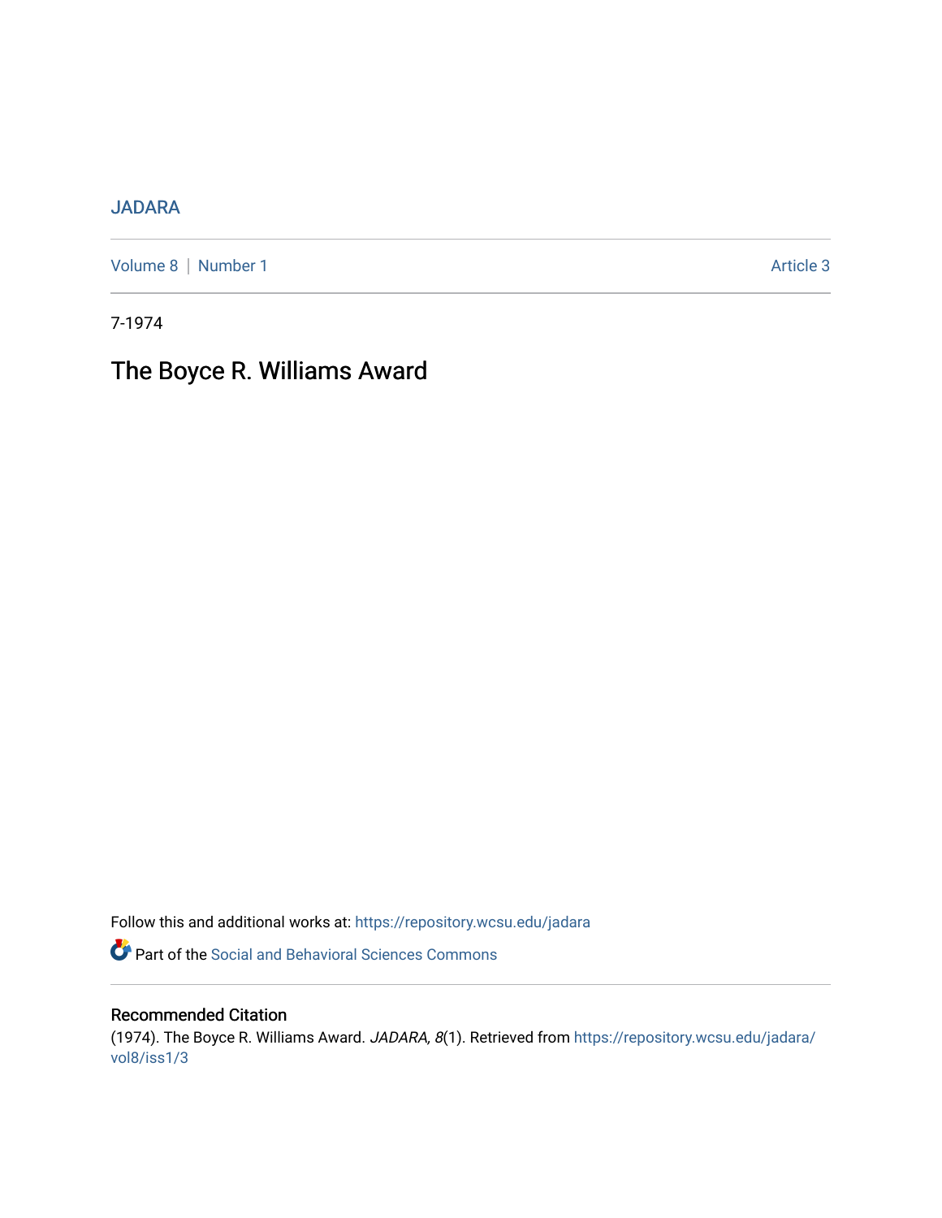JADARA

Volume 8 | Number 1 Article 3

7-1974

# The Boyce R. Williams Award

Follow this and additional works at: https://repository.wcsu.edu/jadara

Part of the Social and Behavioral Sciences Commons

## Recommended Citation

(1974). The Boyce R. Williams Award. *JADARA, 8*(1). Retrieved from https://repository.wcsu.edu/jadara/vol8/iss1/3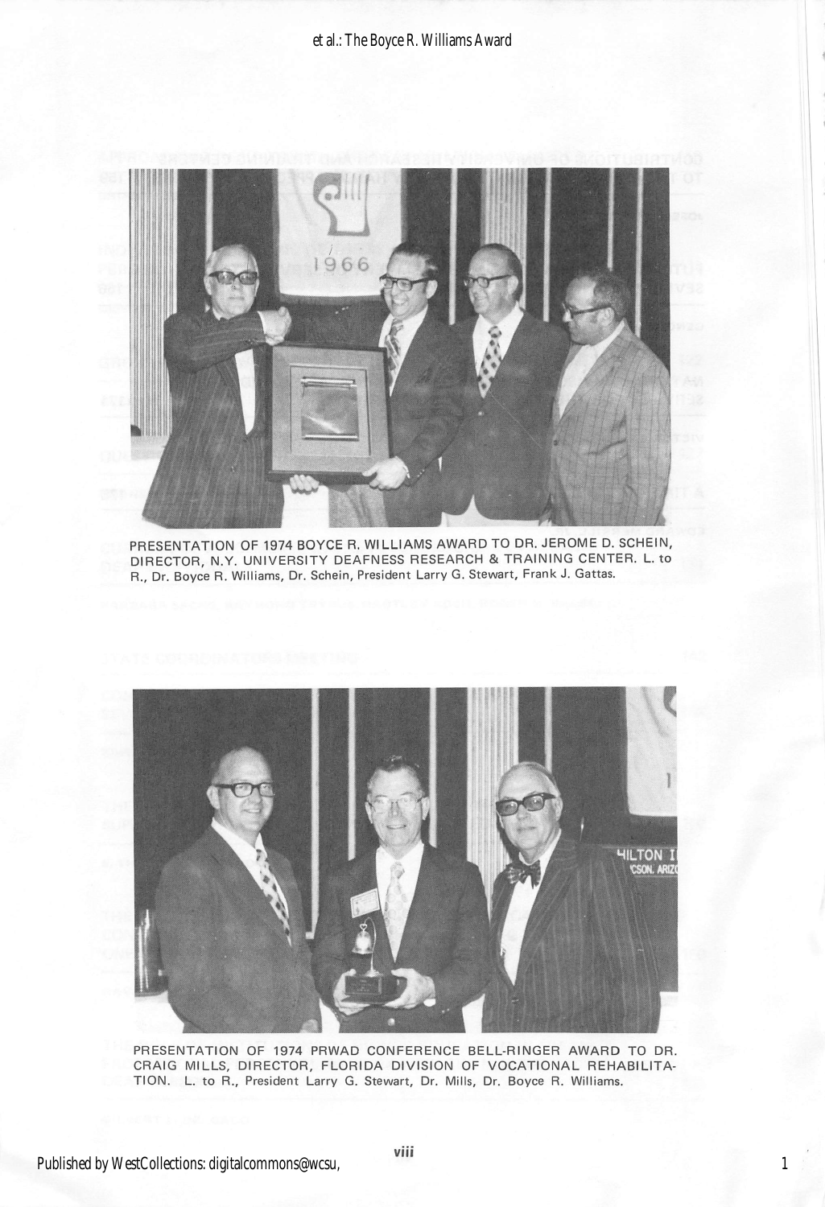PRESENTATION OF 1974 BOYCE R. WILLIAMS AWARD TO DR. JEROME D. SCHEIN, DIRECTOR, N.Y. UNIVERSITY DEAFNESS RESEARCH & TRAINING CENTER. L. to R., Dr. Boyce R. Williams, Dr. Schein, President Larry G. Stewart, Frank J. Gattas.

PRESENTATION OF 1974 PRWAD CONFERENCE BELL-RINGER AWARD TO DR. CRAIG MILLS, DIRECTOR, FLORIDA DIVISION OF VOCATIONAL REHABILITATION. L. to R., President Larry G. Stewart, Dr. Mills, Dr. Boyce R. Williams.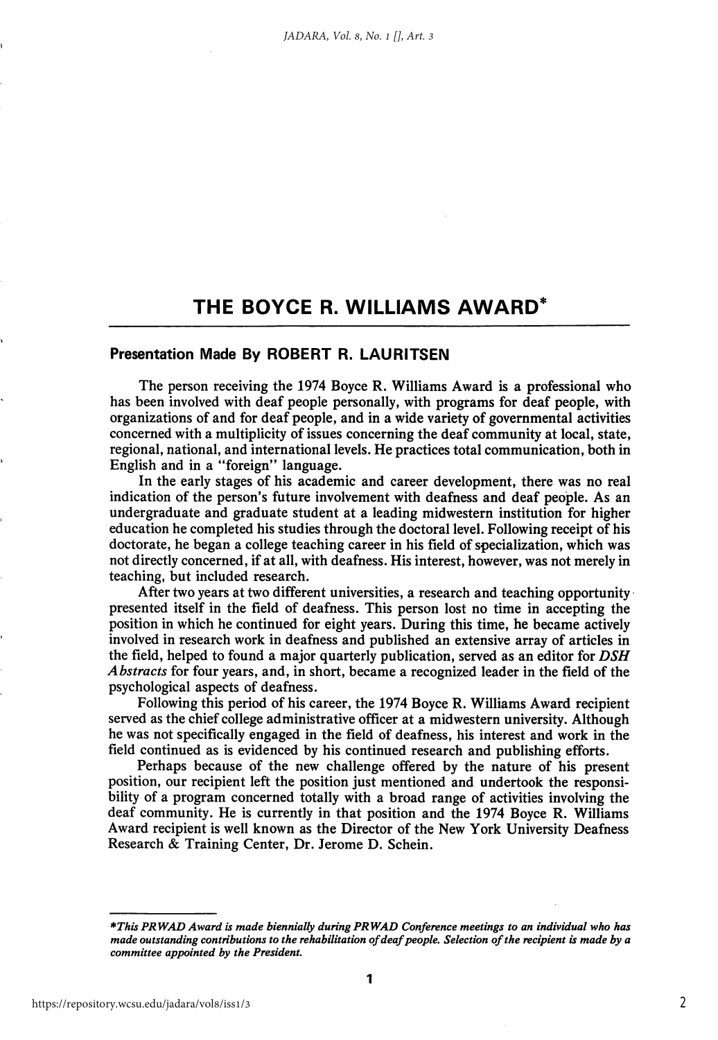# THE BOYCE R. WILLIAMS AWARD*

**Presentation Made By ROBERT R. LAURITSEN**

The person receiving the 1974 Boyce R. Williams Award is a professional who has been involved with deaf people personally, with programs for deaf people, with organizations of and for deaf people, and in a wide variety of governmental activities concerned with a multiplicity of issues concerning the deaf community at local, state, regional, national, and international levels. He practices total communication, both in English and in a "foreign" language.

In the early stages of his academic and career development, there was no real indication of the person's future involvement with deafness and deaf people. As an undergraduate and graduate student at a leading midwestern institution for higher education he completed his studies through the doctoral level. Following receipt of his doctorate, he began a college teaching career in his field of specialization, which was not directly concerned, if at all, with deafness. His interest, however, was not merely in teaching, but included research.

After two years at two different universities, a research and teaching opportunity presented itself in the field of deafness. This person lost no time in accepting the position in which he continued for eight years. During this time, he became actively involved in research work in deafness and published an extensive array of articles in the field, helped to found a major quarterly publication, served as an editor for *DSH Abstracts* for four years, and, in short, became a recognized leader in the field of the psychological aspects of deafness.

Following this period of his career, the 1974 Boyce R. Williams Award recipient served as the chief college administrative officer at a midwestern university. Although he was not specifically engaged in the field of deafness, his interest and work in the field continued as is evidenced by his continued research and publishing efforts.

Perhaps because of the new challenge offered by the nature of his present position, our recipient left the position just mentioned and undertook the responsibility of a program concerned totally with a broad range of activities involving the deaf community. He is currently in that position and the 1974 Boyce R. Williams Award recipient is well known as the Director of the New York University Deafness Research & Training Center, Dr. Jerome D. Schein.

---

*\*This PRWAD Award is made biennially during PRWAD Conference meetings to an individual who has made outstanding contributions to the rehabilitation of deaf people. Selection of the recipient is made by a committee appointed by the President.*